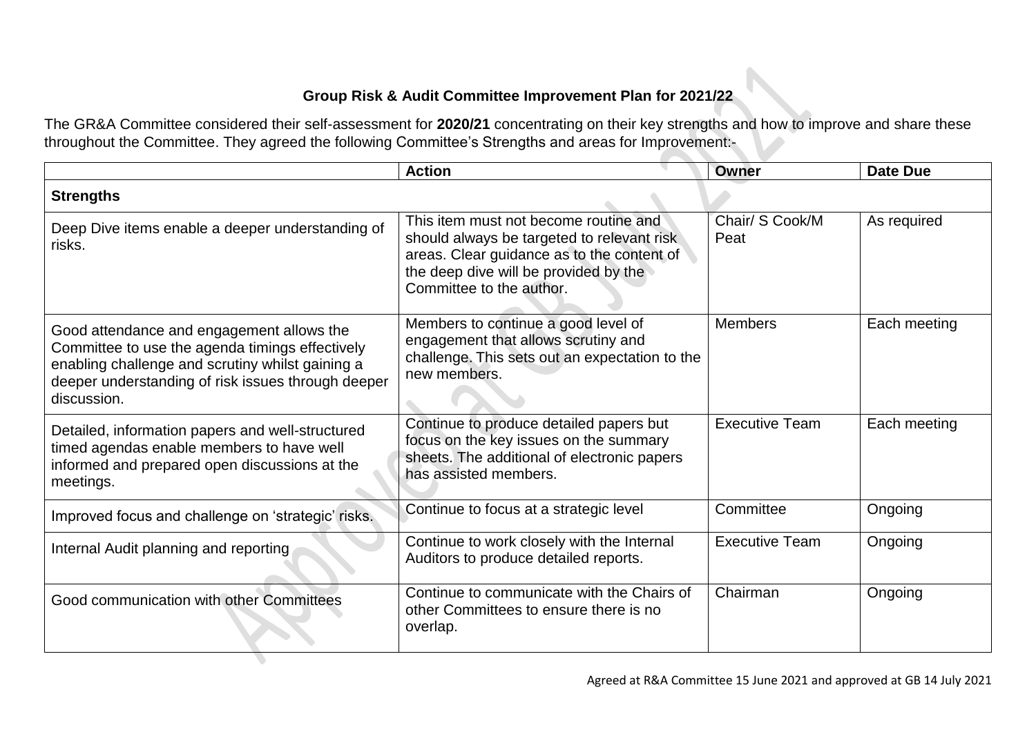**Group Risk & Audit Committee Improvement Plan for 2021/22**

The GR&A Committee considered their self-assessment for **2020/21** concentrating on their key strengths and how to improve and share these throughout the Committee. They agreed the following Committee's Strengths and areas for Improvement:-

| | Action | Owner | Date Due |
|---|---|---|---|
| **Strengths** | | | |
| Deep Dive items enable a deeper understanding of risks. | This item must not become routine and should always be targeted to relevant risk areas. Clear guidance as to the content of the deep dive will be provided by the Committee to the author. | Chair/ S Cook/M Peat | As required |
| Good attendance and engagement allows the Committee to use the agenda timings effectively enabling challenge and scrutiny whilst gaining a deeper understanding of risk issues through deeper discussion. | Members to continue a good level of engagement that allows scrutiny and challenge. This sets out an expectation to the new members. | Members | Each meeting |
| Detailed, information papers and well-structured timed agendas enable members to have well informed and prepared open discussions at the meetings. | Continue to produce detailed papers but focus on the key issues on the summary sheets. The additional of electronic papers has assisted members. | Executive Team | Each meeting |
| Improved focus and challenge on 'strategic' risks. | Continue to focus at a strategic level | Committee | Ongoing |
| Internal Audit planning and reporting | Continue to work closely with the Internal Auditors to produce detailed reports. | Executive Team | Ongoing |
| Good communication with other Committees | Continue to communicate with the Chairs of other Committees to ensure there is no overlap. | Chairman | Ongoing |

Agreed at R&A Committee 15 June 2021 and approved at GB 14 July 2021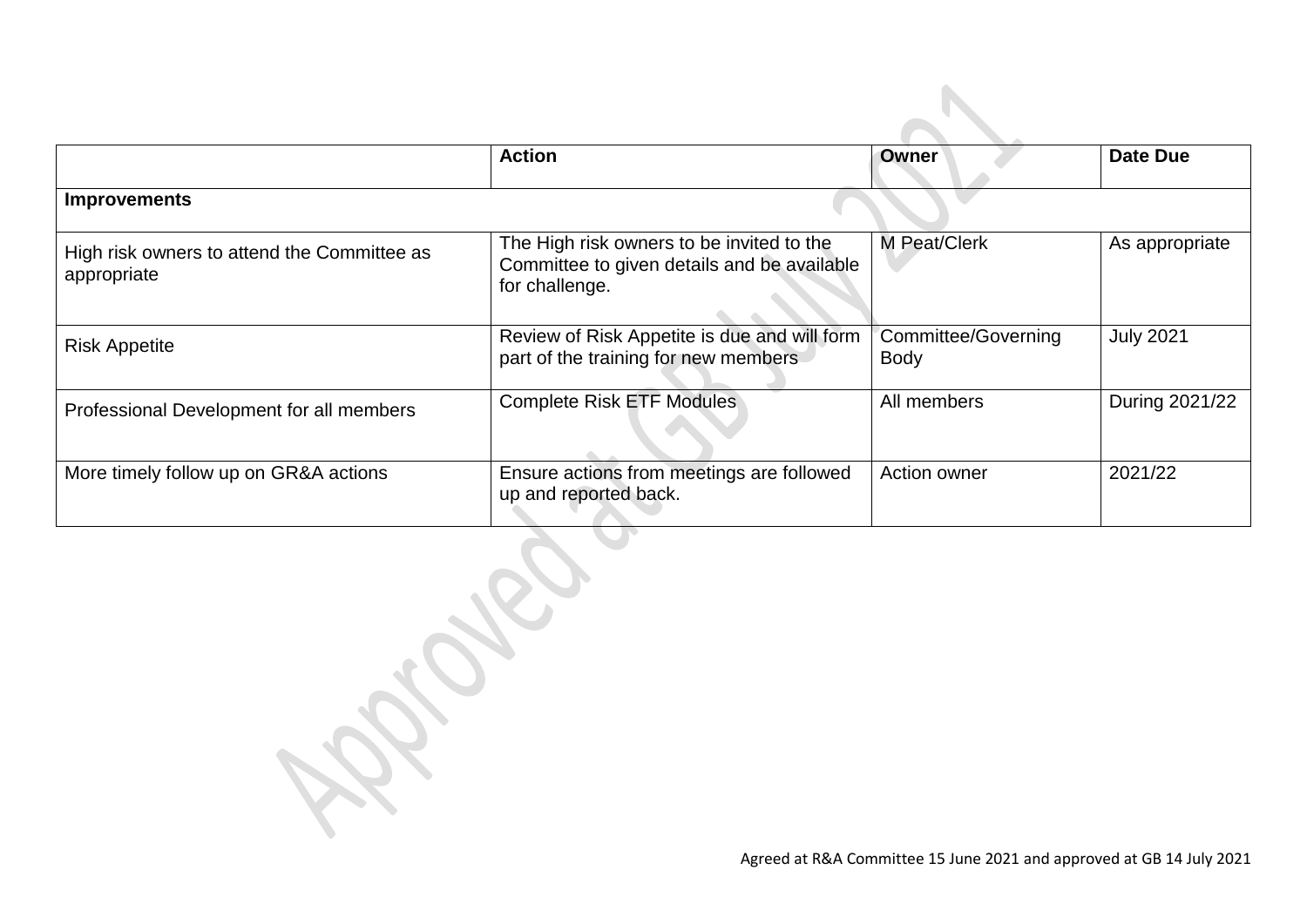| | Action | Owner | Date Due |
|---|---|---|---|
| **Improvements** | | | |
| High risk owners to attend the Committee as appropriate | The High risk owners to be invited to the Committee to given details and be available for challenge. | M Peat/Clerk | As appropriate |
| Risk Appetite | Review of Risk Appetite is due and will form part of the training for new members | Committee/Governing Body | July 2021 |
| Professional Development for all members | Complete Risk ETF Modules | All members | During 2021/22 |
| More timely follow up on GR&A actions | Ensure actions from meetings are followed up and reported back. | Action owner | 2021/22 |

Agreed at R&A Committee 15 June 2021 and approved at GB 14 July 2021